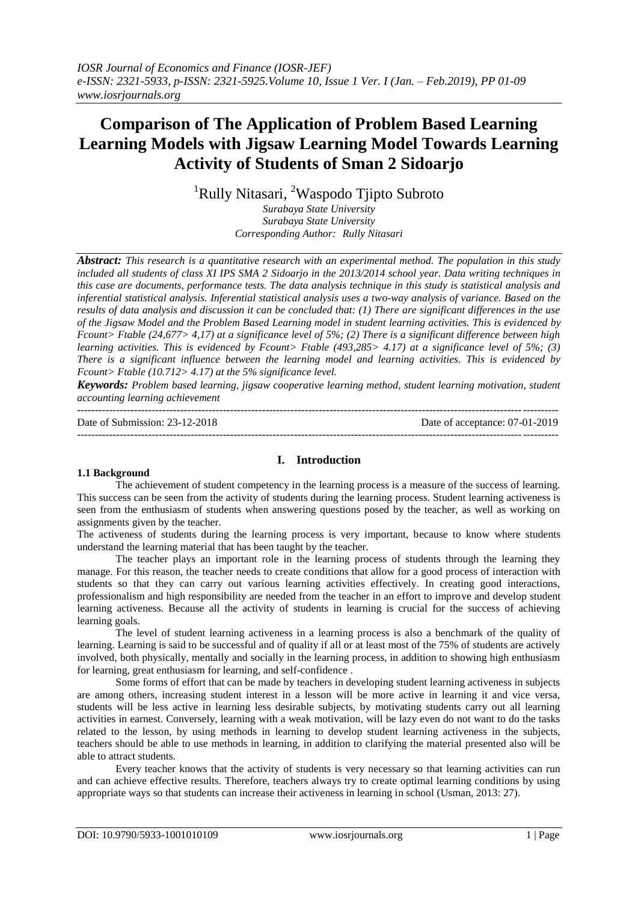# Comparison of The Application of Problem Based Learning Learning Models with Jigsaw Learning Model Towards Learning Activity of Students of Sman 2 Sidoarjo

[1]Rully Nitasari, [2]Waspodo Tjipto Subroto

*Surabaya State University*
*Surabaya State University*
*Corresponding Author: Rully Nitasari*

***Abstract:*** *This research is a quantitative research with an experimental method. The population in this study included all students of class XI IPS SMA 2 Sidoarjo in the 2013/2014 school year. Data writing techniques in this case are documents, performance tests. The data analysis technique in this study is statistical analysis and inferential statistical analysis. Inferential statistical analysis uses a two-way analysis of variance. Based on the results of data analysis and discussion it can be concluded that: (1) There are significant differences in the use of the Jigsaw Model and the Problem Based Learning model in student learning activities. This is evidenced by Fcount> Ftable (24,677> 4,17) at a significance level of 5%; (2) There is a significant difference between high learning activities. This is evidenced by Fcount> Ftable (493,285> 4.17) at a significance level of 5%; (3) There is a significant influence between the learning model and learning activities. This is evidenced by Fcount> Ftable (10.712> 4.17) at the 5% significance level.*

***Keywords:*** *Problem based learning, jigsaw cooperative learning method, student learning motivation, student accounting learning achievement*

---

Date of Submission: 23-12-2018 Date of acceptance: 07-01-2019

---

## I. Introduction

### 1.1 Background

The achievement of student competency in the learning process is a measure of the success of learning. This success can be seen from the activity of students during the learning process. Student learning activeness is seen from the enthusiasm of students when answering questions posed by the teacher, as well as working on assignments given by the teacher.

The activeness of students during the learning process is very important, because to know where students understand the learning material that has been taught by the teacher.

The teacher plays an important role in the learning process of students through the learning they manage. For this reason, the teacher needs to create conditions that allow for a good process of interaction with students so that they can carry out various learning activities effectively. In creating good interactions, professionalism and high responsibility are needed from the teacher in an effort to improve and develop student learning activeness. Because all the activity of students in learning is crucial for the success of achieving learning goals.

The level of student learning activeness in a learning process is also a benchmark of the quality of learning. Learning is said to be successful and of quality if all or at least most of the 75% of students are actively involved, both physically, mentally and socially in the learning process, in addition to showing high enthusiasm for learning, great enthusiasm for learning, and self-confidence .

Some forms of effort that can be made by teachers in developing student learning activeness in subjects are among others, increasing student interest in a lesson will be more active in learning it and vice versa, students will be less active in learning less desirable subjects, by motivating students carry out all learning activities in earnest. Conversely, learning with a weak motivation, will be lazy even do not want to do the tasks related to the lesson, by using methods in learning to develop student learning activeness in the subjects, teachers should be able to use methods in learning, in addition to clarifying the material presented also will be able to attract students.

Every teacher knows that the activity of students is very necessary so that learning activities can run and can achieve effective results. Therefore, teachers always try to create optimal learning conditions by using appropriate ways so that students can increase their activeness in learning in school (Usman, 2013: 27).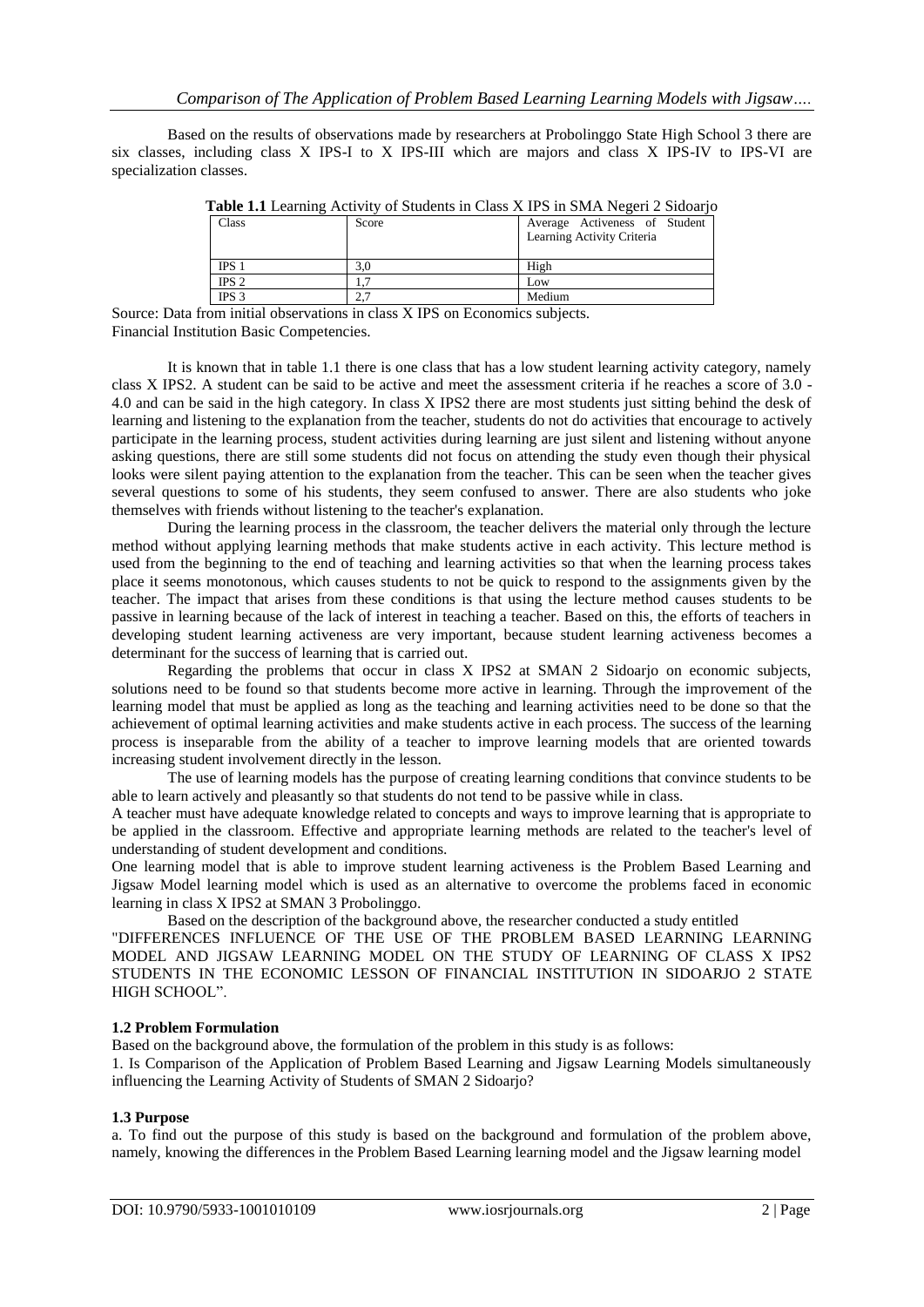Based on the results of observations made by researchers at Probolinggo State High School 3 there are six classes, including class X IPS-I to X IPS-III which are majors and class X IPS-IV to IPS-VI are specialization classes.

**Table 1.1** Learning Activity of Students in Class X IPS in SMA Negeri 2 Sidoarjo

| Class | Score | Average Activeness of Student Learning Activity Criteria |
|---|---|---|
| IPS 1 | 3,0 | High |
| IPS 2 | 1,7 | Low |
| IPS 3 | 2,7 | Medium |

Source: Data from initial observations in class X IPS on Economics subjects.
Financial Institution Basic Competencies.

It is known that in table 1.1 there is one class that has a low student learning activity category, namely class X IPS2. A student can be said to be active and meet the assessment criteria if he reaches a score of 3.0 - 4.0 and can be said in the high category. In class X IPS2 there are most students just sitting behind the desk of learning and listening to the explanation from the teacher, students do not do activities that encourage to actively participate in the learning process, student activities during learning are just silent and listening without anyone asking questions, there are still some students did not focus on attending the study even though their physical looks were silent paying attention to the explanation from the teacher. This can be seen when the teacher gives several questions to some of his students, they seem confused to answer. There are also students who joke themselves with friends without listening to the teacher's explanation.

During the learning process in the classroom, the teacher delivers the material only through the lecture method without applying learning methods that make students active in each activity. This lecture method is used from the beginning to the end of teaching and learning activities so that when the learning process takes place it seems monotonous, which causes students to not be quick to respond to the assignments given by the teacher. The impact that arises from these conditions is that using the lecture method causes students to be passive in learning because of the lack of interest in teaching a teacher. Based on this, the efforts of teachers in developing student learning activeness are very important, because student learning activeness becomes a determinant for the success of learning that is carried out.

Regarding the problems that occur in class X IPS2 at SMAN 2 Sidoarjo on economic subjects, solutions need to be found so that students become more active in learning. Through the improvement of the learning model that must be applied as long as the teaching and learning activities need to be done so that the achievement of optimal learning activities and make students active in each process. The success of the learning process is inseparable from the ability of a teacher to improve learning models that are oriented towards increasing student involvement directly in the lesson.

The use of learning models has the purpose of creating learning conditions that convince students to be able to learn actively and pleasantly so that students do not tend to be passive while in class.

A teacher must have adequate knowledge related to concepts and ways to improve learning that is appropriate to be applied in the classroom. Effective and appropriate learning methods are related to the teacher's level of understanding of student development and conditions.

One learning model that is able to improve student learning activeness is the Problem Based Learning and Jigsaw Model learning model which is used as an alternative to overcome the problems faced in economic learning in class X IPS2 at SMAN 3 Probolinggo.

Based on the description of the background above, the researcher conducted a study entitled "DIFFERENCES INFLUENCE OF THE USE OF THE PROBLEM BASED LEARNING LEARNING MODEL AND JIGSAW LEARNING MODEL ON THE STUDY OF LEARNING OF CLASS X IPS2 STUDENTS IN THE ECONOMIC LESSON OF FINANCIAL INSTITUTION IN SIDOARJO 2 STATE HIGH SCHOOL".

### 1.2 Problem Formulation

Based on the background above, the formulation of the problem in this study is as follows:

1. Is Comparison of the Application of Problem Based Learning and Jigsaw Learning Models simultaneously influencing the Learning Activity of Students of SMAN 2 Sidoarjo?

### 1.3 Purpose

a. To find out the purpose of this study is based on the background and formulation of the problem above, namely, knowing the differences in the Problem Based Learning learning model and the Jigsaw learning model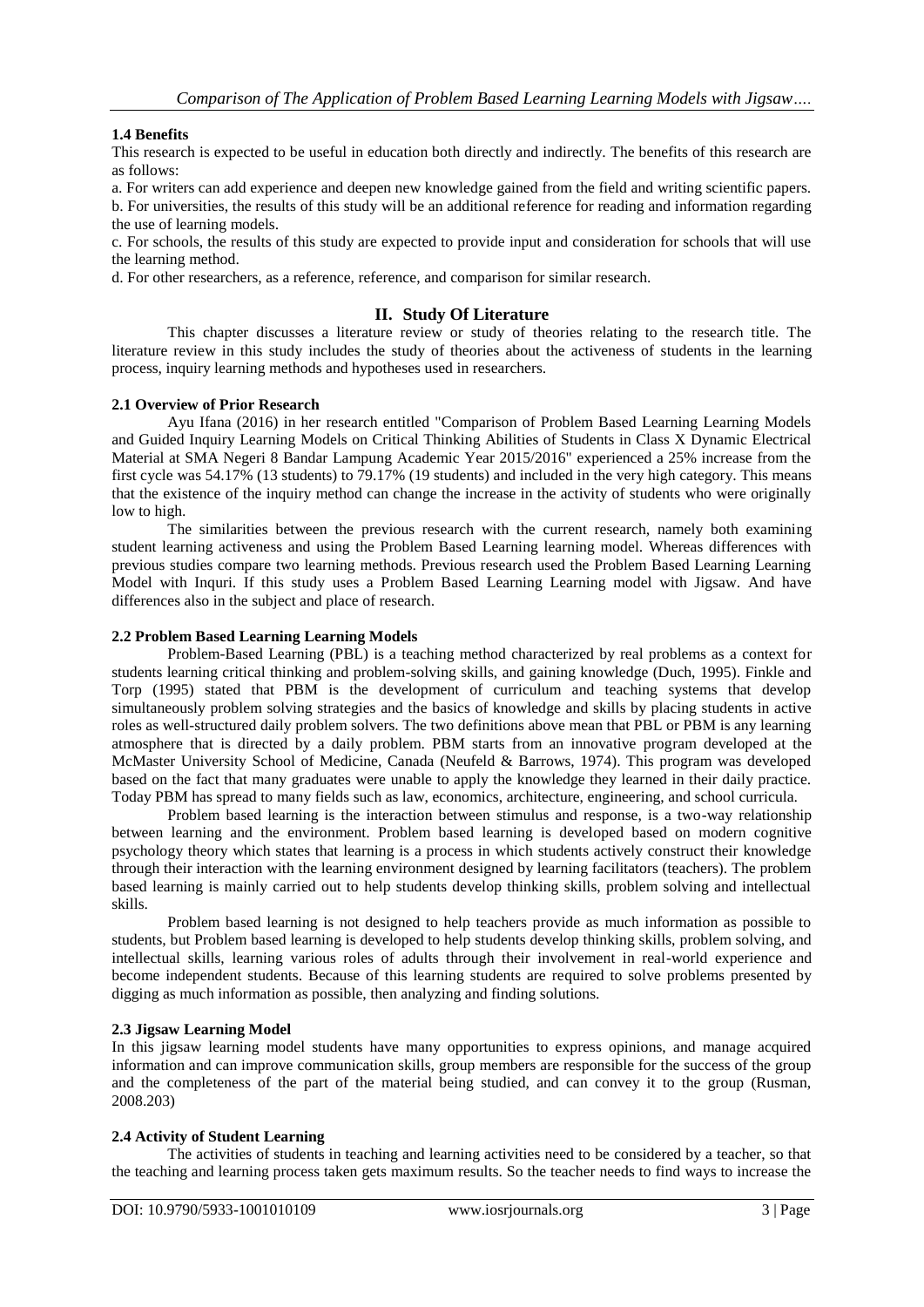### 1.4 Benefits

This research is expected to be useful in education both directly and indirectly. The benefits of this research are as follows:

a. For writers can add experience and deepen new knowledge gained from the field and writing scientific papers.
b. For universities, the results of this study will be an additional reference for reading and information regarding the use of learning models.
c. For schools, the results of this study are expected to provide input and consideration for schools that will use the learning method.
d. For other researchers, as a reference, reference, and comparison for similar research.

## II. Study Of Literature

This chapter discusses a literature review or study of theories relating to the research title. The literature review in this study includes the study of theories about the activeness of students in the learning process, inquiry learning methods and hypotheses used in researchers.

### 2.1 Overview of Prior Research

Ayu Ifana (2016) in her research entitled "Comparison of Problem Based Learning Learning Models and Guided Inquiry Learning Models on Critical Thinking Abilities of Students in Class X Dynamic Electrical Material at SMA Negeri 8 Bandar Lampung Academic Year 2015/2016" experienced a 25% increase from the first cycle was 54.17% (13 students) to 79.17% (19 students) and included in the very high category. This means that the existence of the inquiry method can change the increase in the activity of students who were originally low to high.

The similarities between the previous research with the current research, namely both examining student learning activeness and using the Problem Based Learning learning model. Whereas differences with previous studies compare two learning methods. Previous research used the Problem Based Learning Learning Model with Inquri. If this study uses a Problem Based Learning Learning model with Jigsaw. And have differences also in the subject and place of research.

### 2.2 Problem Based Learning Learning Models

Problem-Based Learning (PBL) is a teaching method characterized by real problems as a context for students learning critical thinking and problem-solving skills, and gaining knowledge (Duch, 1995). Finkle and Torp (1995) stated that PBM is the development of curriculum and teaching systems that develop simultaneously problem solving strategies and the basics of knowledge and skills by placing students in active roles as well-structured daily problem solvers. The two definitions above mean that PBL or PBM is any learning atmosphere that is directed by a daily problem. PBM starts from an innovative program developed at the McMaster University School of Medicine, Canada (Neufeld & Barrows, 1974). This program was developed based on the fact that many graduates were unable to apply the knowledge they learned in their daily practice. Today PBM has spread to many fields such as law, economics, architecture, engineering, and school curricula.

Problem based learning is the interaction between stimulus and response, is a two-way relationship between learning and the environment. Problem based learning is developed based on modern cognitive psychology theory which states that learning is a process in which students actively construct their knowledge through their interaction with the learning environment designed by learning facilitators (teachers). The problem based learning is mainly carried out to help students develop thinking skills, problem solving and intellectual skills.

Problem based learning is not designed to help teachers provide as much information as possible to students, but Problem based learning is developed to help students develop thinking skills, problem solving, and intellectual skills, learning various roles of adults through their involvement in real-world experience and become independent students. Because of this learning students are required to solve problems presented by digging as much information as possible, then analyzing and finding solutions.

### 2.3 Jigsaw Learning Model

In this jigsaw learning model students have many opportunities to express opinions, and manage acquired information and can improve communication skills, group members are responsible for the success of the group and the completeness of the part of the material being studied, and can convey it to the group (Rusman, 2008.203)

### 2.4 Activity of Student Learning

The activities of students in teaching and learning activities need to be considered by a teacher, so that the teaching and learning process taken gets maximum results. So the teacher needs to find ways to increase the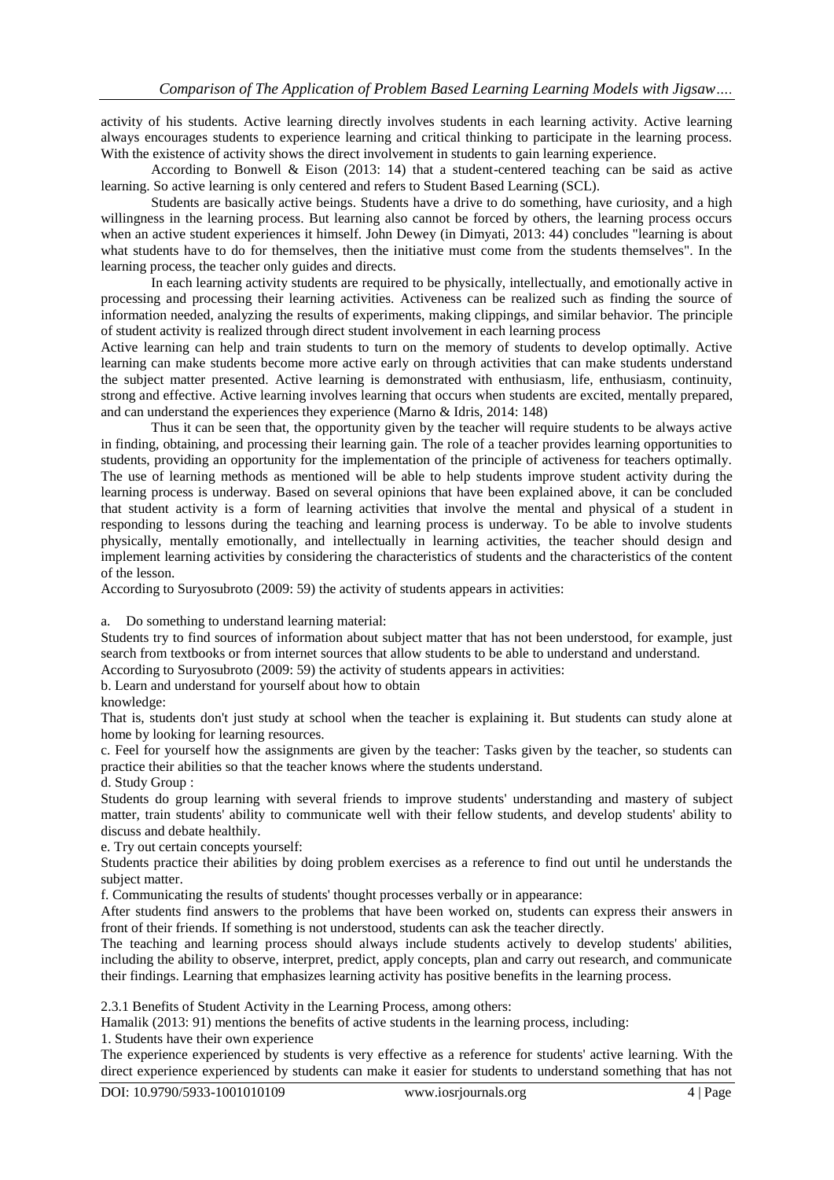activity of his students. Active learning directly involves students in each learning activity. Active learning always encourages students to experience learning and critical thinking to participate in the learning process. With the existence of activity shows the direct involvement in students to gain learning experience.

According to Bonwell & Eison (2013: 14) that a student-centered teaching can be said as active learning. So active learning is only centered and refers to Student Based Learning (SCL).

Students are basically active beings. Students have a drive to do something, have curiosity, and a high willingness in the learning process. But learning also cannot be forced by others, the learning process occurs when an active student experiences it himself. John Dewey (in Dimyati, 2013: 44) concludes "learning is about what students have to do for themselves, then the initiative must come from the students themselves". In the learning process, the teacher only guides and directs.

In each learning activity students are required to be physically, intellectually, and emotionally active in processing and processing their learning activities. Activeness can be realized such as finding the source of information needed, analyzing the results of experiments, making clippings, and similar behavior. The principle of student activity is realized through direct student involvement in each learning process

Active learning can help and train students to turn on the memory of students to develop optimally. Active learning can make students become more active early on through activities that can make students understand the subject matter presented. Active learning is demonstrated with enthusiasm, life, enthusiasm, continuity, strong and effective. Active learning involves learning that occurs when students are excited, mentally prepared, and can understand the experiences they experience (Marno & Idris, 2014: 148)

Thus it can be seen that, the opportunity given by the teacher will require students to be always active in finding, obtaining, and processing their learning gain. The role of a teacher provides learning opportunities to students, providing an opportunity for the implementation of the principle of activeness for teachers optimally. The use of learning methods as mentioned will be able to help students improve student activity during the learning process is underway. Based on several opinions that have been explained above, it can be concluded that student activity is a form of learning activities that involve the mental and physical of a student in responding to lessons during the teaching and learning process is underway. To be able to involve students physically, mentally emotionally, and intellectually in learning activities, the teacher should design and implement learning activities by considering the characteristics of students and the characteristics of the content of the lesson.

According to Suryosubroto (2009: 59) the activity of students appears in activities:

a. Do something to understand learning material:

Students try to find sources of information about subject matter that has not been understood, for example, just search from textbooks or from internet sources that allow students to be able to understand and understand.

According to Suryosubroto (2009: 59) the activity of students appears in activities:

b. Learn and understand for yourself about how to obtain knowledge:

That is, students don't just study at school when the teacher is explaining it. But students can study alone at home by looking for learning resources.

c. Feel for yourself how the assignments are given by the teacher: Tasks given by the teacher, so students can practice their abilities so that the teacher knows where the students understand.

d. Study Group :

Students do group learning with several friends to improve students' understanding and mastery of subject matter, train students' ability to communicate well with their fellow students, and develop students' ability to discuss and debate healthily.

e. Try out certain concepts yourself:

Students practice their abilities by doing problem exercises as a reference to find out until he understands the subject matter.

f. Communicating the results of students' thought processes verbally or in appearance:

After students find answers to the problems that have been worked on, students can express their answers in front of their friends. If something is not understood, students can ask the teacher directly.

The teaching and learning process should always include students actively to develop students' abilities, including the ability to observe, interpret, predict, apply concepts, plan and carry out research, and communicate their findings. Learning that emphasizes learning activity has positive benefits in the learning process.

2.3.1 Benefits of Student Activity in the Learning Process, among others:

Hamalik (2013: 91) mentions the benefits of active students in the learning process, including:

1. Students have their own experience

The experience experienced by students is very effective as a reference for students' active learning. With the direct experience experienced by students can make it easier for students to understand something that has not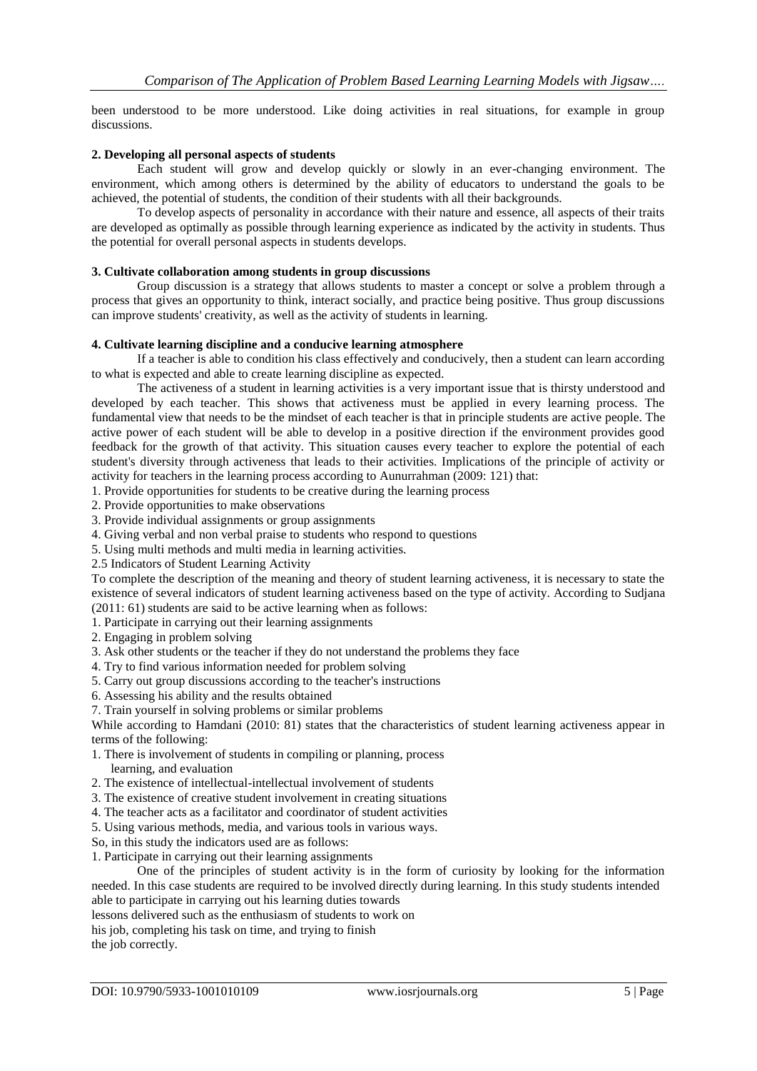been understood to be more understood. Like doing activities in real situations, for example in group discussions.

**2. Developing all personal aspects of students**

Each student will grow and develop quickly or slowly in an ever-changing environment. The environment, which among others is determined by the ability of educators to understand the goals to be achieved, the potential of students, the condition of their students with all their backgrounds.

To develop aspects of personality in accordance with their nature and essence, all aspects of their traits are developed as optimally as possible through learning experience as indicated by the activity in students. Thus the potential for overall personal aspects in students develops.

**3. Cultivate collaboration among students in group discussions**

Group discussion is a strategy that allows students to master a concept or solve a problem through a process that gives an opportunity to think, interact socially, and practice being positive. Thus group discussions can improve students' creativity, as well as the activity of students in learning.

**4. Cultivate learning discipline and a conducive learning atmosphere**

If a teacher is able to condition his class effectively and conducively, then a student can learn according to what is expected and able to create learning discipline as expected.

The activeness of a student in learning activities is a very important issue that is thirsty understood and developed by each teacher. This shows that activeness must be applied in every learning process. The fundamental view that needs to be the mindset of each teacher is that in principle students are active people. The active power of each student will be able to develop in a positive direction if the environment provides good feedback for the growth of that activity. This situation causes every teacher to explore the potential of each student's diversity through activeness that leads to their activities. Implications of the principle of activity or activity for teachers in the learning process according to Aunurrahman (2009: 121) that:

1. Provide opportunities for students to be creative during the learning process
2. Provide opportunities to make observations
3. Provide individual assignments or group assignments
4. Giving verbal and non verbal praise to students who respond to questions
5. Using multi methods and multi media in learning activities.

2.5 Indicators of Student Learning Activity

To complete the description of the meaning and theory of student learning activeness, it is necessary to state the existence of several indicators of student learning activeness based on the type of activity. According to Sudjana (2011: 61) students are said to be active learning when as follows:

1. Participate in carrying out their learning assignments
2. Engaging in problem solving
3. Ask other students or the teacher if they do not understand the problems they face
4. Try to find various information needed for problem solving
5. Carry out group discussions according to the teacher's instructions
6. Assessing his ability and the results obtained
7. Train yourself in solving problems or similar problems

While according to Hamdani (2010: 81) states that the characteristics of student learning activeness appear in terms of the following:

1. There is involvement of students in compiling or planning, process learning, and evaluation
2. The existence of intellectual-intellectual involvement of students
3. The existence of creative student involvement in creating situations
4. The teacher acts as a facilitator and coordinator of student activities
5. Using various methods, media, and various tools in various ways.

So, in this study the indicators used are as follows:

1. Participate in carrying out their learning assignments

One of the principles of student activity is in the form of curiosity by looking for the information needed. In this case students are required to be involved directly during learning. In this study students intended able to participate in carrying out his learning duties towards lessons delivered such as the enthusiasm of students to work on his job, completing his task on time, and trying to finish the job correctly.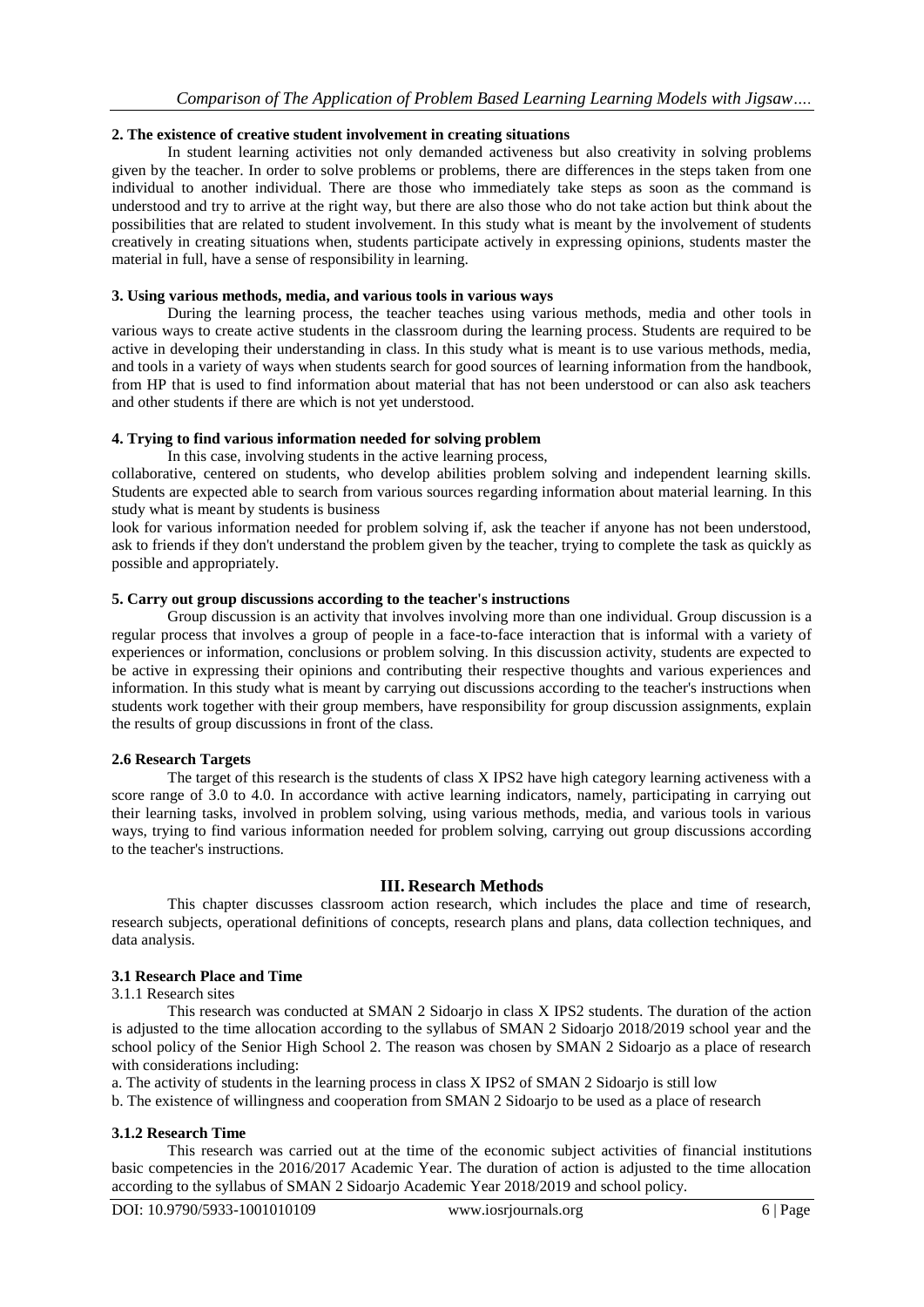**2. The existence of creative student involvement in creating situations**

In student learning activities not only demanded activeness but also creativity in solving problems given by the teacher. In order to solve problems or problems, there are differences in the steps taken from one individual to another individual. There are those who immediately take steps as soon as the command is understood and try to arrive at the right way, but there are also those who do not take action but think about the possibilities that are related to student involvement. In this study what is meant by the involvement of students creatively in creating situations when, students participate actively in expressing opinions, students master the material in full, have a sense of responsibility in learning.

**3. Using various methods, media, and various tools in various ways**

During the learning process, the teacher teaches using various methods, media and other tools in various ways to create active students in the classroom during the learning process. Students are required to be active in developing their understanding in class. In this study what is meant is to use various methods, media, and tools in a variety of ways when students search for good sources of learning information from the handbook, from HP that is used to find information about material that has not been understood or can also ask teachers and other students if there are which is not yet understood.

**4. Trying to find various information needed for solving problem**

In this case, involving students in the active learning process,
collaborative, centered on students, who develop abilities problem solving and independent learning skills. Students are expected able to search from various sources regarding information about material learning. In this study what is meant by students is business
look for various information needed for problem solving if, ask the teacher if anyone has not been understood, ask to friends if they don't understand the problem given by the teacher, trying to complete the task as quickly as possible and appropriately.

**5. Carry out group discussions according to the teacher's instructions**

Group discussion is an activity that involves involving more than one individual. Group discussion is a regular process that involves a group of people in a face-to-face interaction that is informal with a variety of experiences or information, conclusions or problem solving. In this discussion activity, students are expected to be active in expressing their opinions and contributing their respective thoughts and various experiences and information. In this study what is meant by carrying out discussions according to the teacher's instructions when students work together with their group members, have responsibility for group discussion assignments, explain the results of group discussions in front of the class.

**2.6 Research Targets**

The target of this research is the students of class X IPS2 have high category learning activeness with a score range of 3.0 to 4.0. In accordance with active learning indicators, namely, participating in carrying out their learning tasks, involved in problem solving, using various methods, media, and various tools in various ways, trying to find various information needed for problem solving, carrying out group discussions according to the teacher's instructions.

## III. Research Methods

This chapter discusses classroom action research, which includes the place and time of research, research subjects, operational definitions of concepts, research plans and plans, data collection techniques, and data analysis.

**3.1 Research Place and Time**

3.1.1 Research sites

This research was conducted at SMAN 2 Sidoarjo in class X IPS2 students. The duration of the action is adjusted to the time allocation according to the syllabus of SMAN 2 Sidoarjo 2018/2019 school year and the school policy of the Senior High School 2. The reason was chosen by SMAN 2 Sidoarjo as a place of research with considerations including:

a. The activity of students in the learning process in class X IPS2 of SMAN 2 Sidoarjo is still low

b. The existence of willingness and cooperation from SMAN 2 Sidoarjo to be used as a place of research

**3.1.2 Research Time**

This research was carried out at the time of the economic subject activities of financial institutions basic competencies in the 2016/2017 Academic Year. The duration of action is adjusted to the time allocation according to the syllabus of SMAN 2 Sidoarjo Academic Year 2018/2019 and school policy.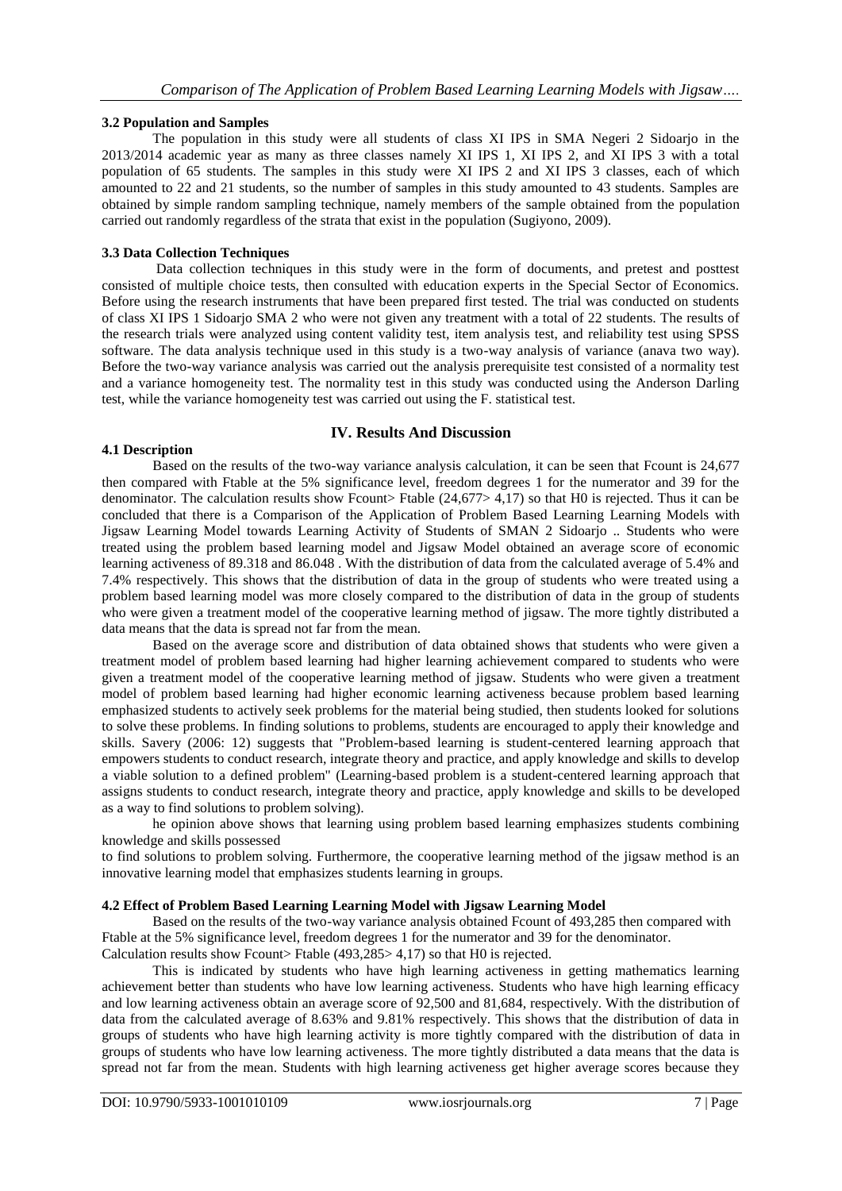### 3.2 Population and Samples

The population in this study were all students of class XI IPS in SMA Negeri 2 Sidoarjo in the 2013/2014 academic year as many as three classes namely XI IPS 1, XI IPS 2, and XI IPS 3 with a total population of 65 students. The samples in this study were XI IPS 2 and XI IPS 3 classes, each of which amounted to 22 and 21 students, so the number of samples in this study amounted to 43 students. Samples are obtained by simple random sampling technique, namely members of the sample obtained from the population carried out randomly regardless of the strata that exist in the population (Sugiyono, 2009).

### 3.3 Data Collection Techniques

Data collection techniques in this study were in the form of documents, and pretest and posttest consisted of multiple choice tests, then consulted with education experts in the Special Sector of Economics. Before using the research instruments that have been prepared first tested. The trial was conducted on students of class XI IPS 1 Sidoarjo SMA 2 who were not given any treatment with a total of 22 students. The results of the research trials were analyzed using content validity test, item analysis test, and reliability test using SPSS software. The data analysis technique used in this study is a two-way analysis of variance (anava two way). Before the two-way variance analysis was carried out the analysis prerequisite test consisted of a normality test and a variance homogeneity test. The normality test in this study was conducted using the Anderson Darling test, while the variance homogeneity test was carried out using the F. statistical test.

## IV. Results And Discussion

### 4.1 Description

Based on the results of the two-way variance analysis calculation, it can be seen that Fcount is 24,677 then compared with Ftable at the 5% significance level, freedom degrees 1 for the numerator and 39 for the denominator. The calculation results show Fcount> Ftable (24,677> 4,17) so that H0 is rejected. Thus it can be concluded that there is a Comparison of the Application of Problem Based Learning Learning Models with Jigsaw Learning Model towards Learning Activity of Students of SMAN 2 Sidoarjo .. Students who were treated using the problem based learning model and Jigsaw Model obtained an average score of economic learning activeness of 89.318 and 86.048 . With the distribution of data from the calculated average of 5.4% and 7.4% respectively. This shows that the distribution of data in the group of students who were treated using a problem based learning model was more closely compared to the distribution of data in the group of students who were given a treatment model of the cooperative learning method of jigsaw. The more tightly distributed a data means that the data is spread not far from the mean.

Based on the average score and distribution of data obtained shows that students who were given a treatment model of problem based learning had higher learning achievement compared to students who were given a treatment model of the cooperative learning method of jigsaw. Students who were given a treatment model of problem based learning had higher economic learning activeness because problem based learning emphasized students to actively seek problems for the material being studied, then students looked for solutions to solve these problems. In finding solutions to problems, students are encouraged to apply their knowledge and skills. Savery (2006: 12) suggests that "Problem-based learning is student-centered learning approach that empowers students to conduct research, integrate theory and practice, and apply knowledge and skills to develop a viable solution to a defined problem" (Learning-based problem is a student-centered learning approach that assigns students to conduct research, integrate theory and practice, apply knowledge and skills to be developed as a way to find solutions to problem solving).

he opinion above shows that learning using problem based learning emphasizes students combining knowledge and skills possessed

to find solutions to problem solving. Furthermore, the cooperative learning method of the jigsaw method is an innovative learning model that emphasizes students learning in groups.

### 4.2 Effect of Problem Based Learning Learning Model with Jigsaw Learning Model

Based on the results of the two-way variance analysis obtained Fcount of 493,285 then compared with Ftable at the 5% significance level, freedom degrees 1 for the numerator and 39 for the denominator. Calculation results show Fcount> Ftable (493,285> 4,17) so that H0 is rejected.

This is indicated by students who have high learning activeness in getting mathematics learning achievement better than students who have low learning activeness. Students who have high learning efficacy and low learning activeness obtain an average score of 92,500 and 81,684, respectively. With the distribution of data from the calculated average of 8.63% and 9.81% respectively. This shows that the distribution of data in groups of students who have high learning activity is more tightly compared with the distribution of data in groups of students who have low learning activeness. The more tightly distributed a data means that the data is spread not far from the mean. Students with high learning activeness get higher average scores because they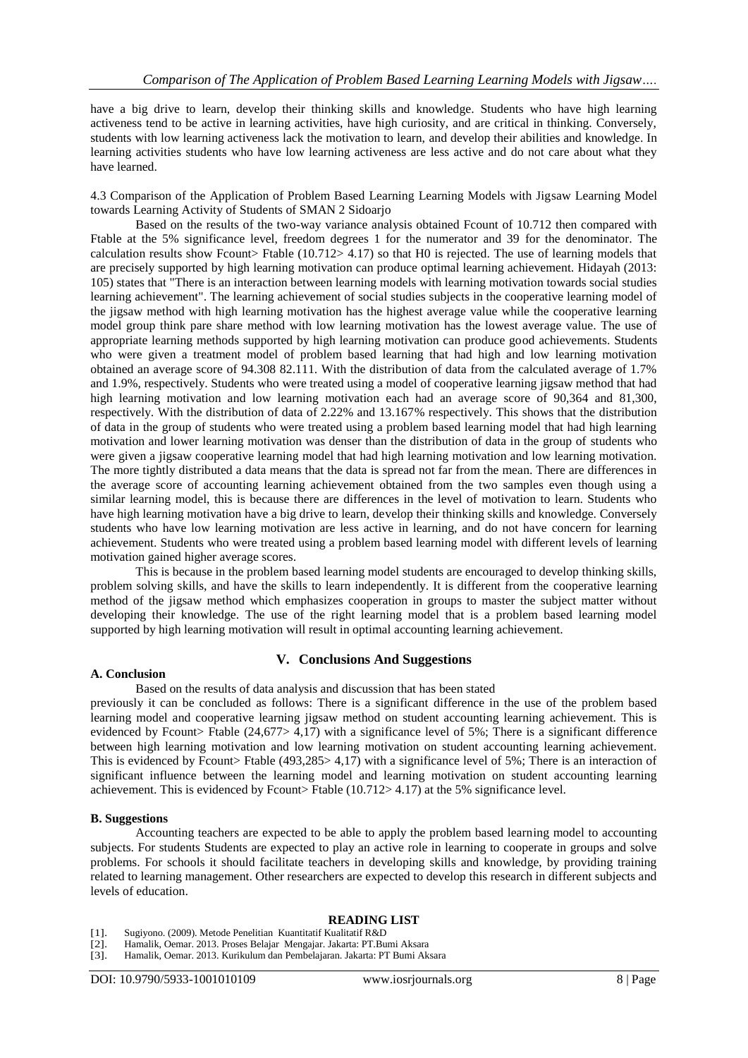have a big drive to learn, develop their thinking skills and knowledge. Students who have high learning activeness tend to be active in learning activities, have high curiosity, and are critical in thinking. Conversely, students with low learning activeness lack the motivation to learn, and develop their abilities and knowledge. In learning activities students who have low learning activeness are less active and do not care about what they have learned.

4.3 Comparison of the Application of Problem Based Learning Learning Models with Jigsaw Learning Model towards Learning Activity of Students of SMAN 2 Sidoarjo

Based on the results of the two-way variance analysis obtained Fcount of 10.712 then compared with Ftable at the 5% significance level, freedom degrees 1 for the numerator and 39 for the denominator. The calculation results show Fcount> Ftable (10.712> 4.17) so that H0 is rejected. The use of learning models that are precisely supported by high learning motivation can produce optimal learning achievement. Hidayah (2013: 105) states that "There is an interaction between learning models with learning motivation towards social studies learning achievement". The learning achievement of social studies subjects in the cooperative learning model of the jigsaw method with high learning motivation has the highest average value while the cooperative learning model group think pare share method with low learning motivation has the lowest average value. The use of appropriate learning methods supported by high learning motivation can produce good achievements. Students who were given a treatment model of problem based learning that had high and low learning motivation obtained an average score of 94.308 82.111. With the distribution of data from the calculated average of 1.7% and 1.9%, respectively. Students who were treated using a model of cooperative learning jigsaw method that had high learning motivation and low learning motivation each had an average score of 90,364 and 81,300, respectively. With the distribution of data of 2.22% and 13.167% respectively. This shows that the distribution of data in the group of students who were treated using a problem based learning model that had high learning motivation and lower learning motivation was denser than the distribution of data in the group of students who were given a jigsaw cooperative learning model that had high learning motivation and low learning motivation. The more tightly distributed a data means that the data is spread not far from the mean. There are differences in the average score of accounting learning achievement obtained from the two samples even though using a similar learning model, this is because there are differences in the level of motivation to learn. Students who have high learning motivation have a big drive to learn, develop their thinking skills and knowledge. Conversely students who have low learning motivation are less active in learning, and do not have concern for learning achievement. Students who were treated using a problem based learning model with different levels of learning motivation gained higher average scores.

This is because in the problem based learning model students are encouraged to develop thinking skills, problem solving skills, and have the skills to learn independently. It is different from the cooperative learning method of the jigsaw method which emphasizes cooperation in groups to master the subject matter without developing their knowledge. The use of the right learning model that is a problem based learning model supported by high learning motivation will result in optimal accounting learning achievement.

## V. Conclusions And Suggestions

### A. Conclusion

Based on the results of data analysis and discussion that has been stated previously it can be concluded as follows: There is a significant difference in the use of the problem based learning model and cooperative learning jigsaw method on student accounting learning achievement. This is evidenced by Fcount> Ftable (24,677> 4,17) with a significance level of 5%; There is a significant difference between high learning motivation and low learning motivation on student accounting learning achievement. This is evidenced by Fcount> Ftable (493,285> 4,17) with a significance level of 5%; There is an interaction of significant influence between the learning model and learning motivation on student accounting learning achievement. This is evidenced by Fcount> Ftable (10.712> 4.17) at the 5% significance level.

### B. Suggestions

Accounting teachers are expected to be able to apply the problem based learning model to accounting subjects. For students Students are expected to play an active role in learning to cooperate in groups and solve problems. For schools it should facilitate teachers in developing skills and knowledge, by providing training related to learning management. Other researchers are expected to develop this research in different subjects and levels of education.

## READING LIST

[1]. Sugiyono. (2009). Metode Penelitian Kuantitatif Kualitatif R&D
[2]. Hamalik, Oemar. 2013. Proses Belajar Mengajar. Jakarta: PT.Bumi Aksara
[3]. Hamalik, Oemar. 2013. Kurikulum dan Pembelajaran. Jakarta: PT Bumi Aksara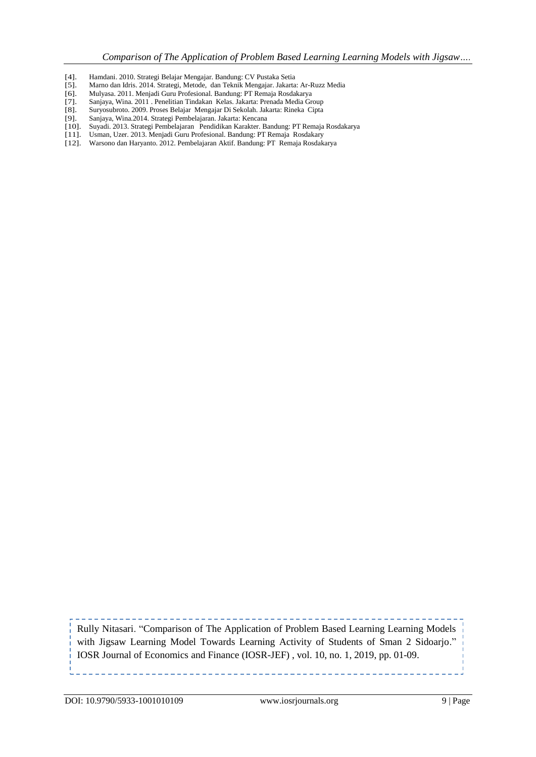[4]. Hamdani. 2010. Strategi Belajar Mengajar. Bandung: CV Pustaka Setia
[5]. Marno dan Idris. 2014. Strategi, Metode, dan Teknik Mengajar. Jakarta: Ar-Ruzz Media
[6]. Mulyasa. 2011. Menjadi Guru Profesional. Bandung: PT Remaja Rosdakarya
[7]. Sanjaya, Wina. 2011 . Penelitian Tindakan Kelas. Jakarta: Prenada Media Group
[8]. Suryosubroto. 2009. Proses Belajar Mengajar Di Sekolah. Jakarta: Rineka Cipta
[9]. Sanjaya, Wina.2014. Strategi Pembelajaran. Jakarta: Kencana
[10]. Suyadi. 2013. Strategi Pembelajaran Pendidikan Karakter. Bandung: PT Remaja Rosdakarya
[11]. Usman, Uzer. 2013. Menjadi Guru Profesional. Bandung: PT Remaja Rosdakary
[12]. Warsono dan Haryanto. 2012. Pembelajaran Aktif. Bandung: PT Remaja Rosdakarya

Rully Nitasari. "Comparison of The Application of Problem Based Learning Learning Models with Jigsaw Learning Model Towards Learning Activity of Students of Sman 2 Sidoarjo." IOSR Journal of Economics and Finance (IOSR-JEF) , vol. 10, no. 1, 2019, pp. 01-09.